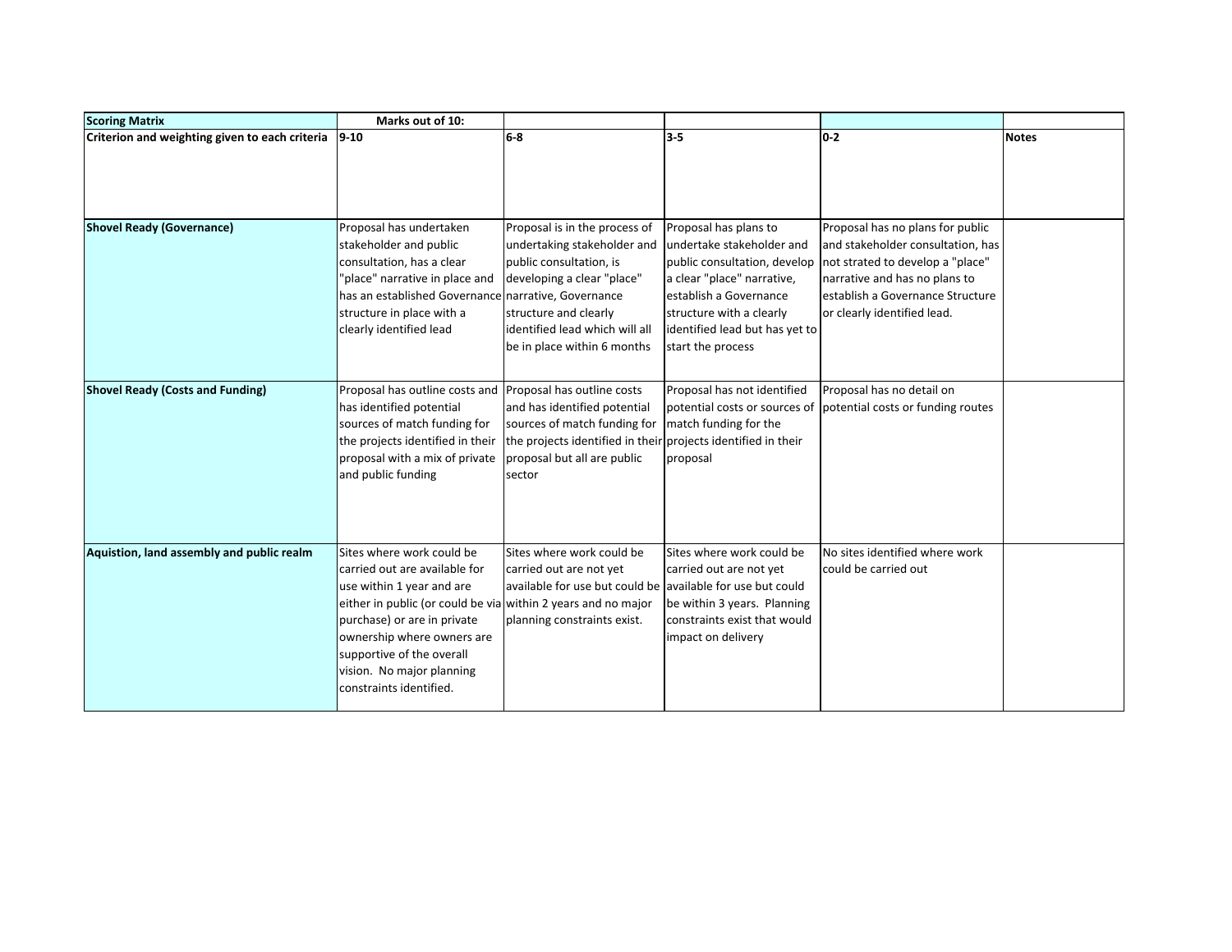| Scoring Matrix | Marks out of 10: | | | | |
|---|---|---|---|---|---|
| **Criterion and weighting given to each criteria** | **9-10** | **6-8** | **3-5** | **0-2** | **Notes** |
| **Shovel Ready (Governance)** | Proposal has undertaken stakeholder and public consultation, has a clear "place" narrative in place and has an established Governance structure in place with a clearly identified lead | Proposal is in the process of undertaking stakeholder and public consultation, is developing a clear "place" narrative, Governance structure and clearly identified lead which will all be in place within 6 months | Proposal has plans to undertake stakeholder and public consultation, develop a clear "place" narrative, establish a Governance structure with a clearly identified lead but has yet to start the process | Proposal has no plans for public and stakeholder consultation, has not strated to develop a "place" narrative and has no plans to establish a Governance Structure or clearly identified lead. | |
| **Shovel Ready (Costs and Funding)** | Proposal has outline costs and has identified potential sources of match funding for the projects identified in their proposal with a mix of private and public funding | Proposal has outline costs and has identified potential sources of match funding for the projects identified in their proposal but all are public sector | Proposal has not identified potential costs or sources of match funding for the projects identified in their proposal | Proposal has no detail on potential costs or funding routes | |
| **Aquistion, land assembly and public realm** | Sites where work could be carried out are available for use within 1 year and are either in public (or could be via purchase) or are in private ownership where owners are supportive of the overall vision. No major planning constraints identified. | Sites where work could be carried out are not yet available for use but could be within 2 years and no major planning constraints exist. | Sites where work could be carried out are not yet available for use but could be within 3 years. Planning constraints exist that would impact on delivery | No sites identified where work could be carried out | |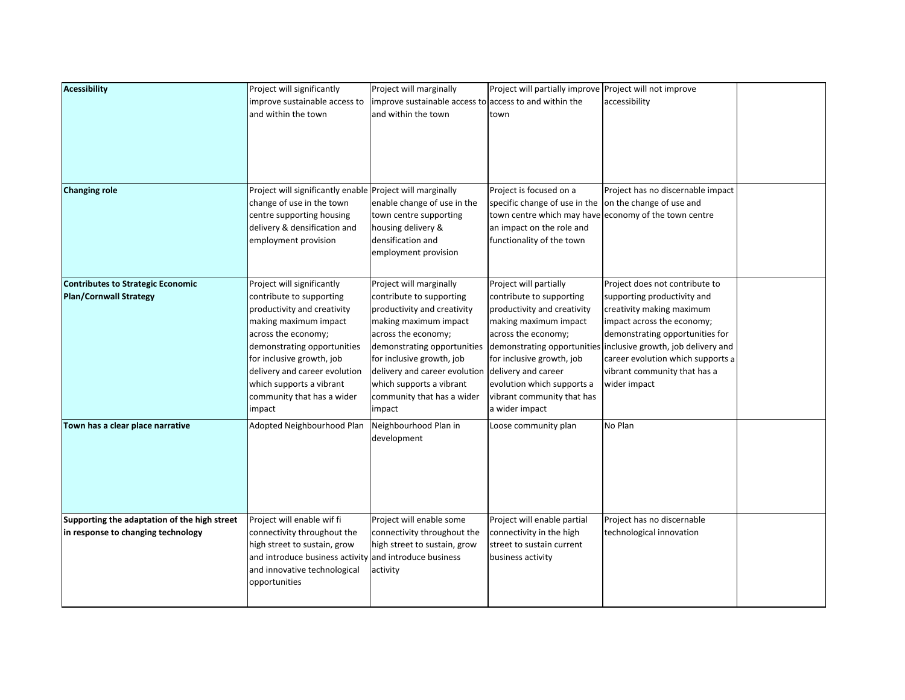| | | | | | |
|---|---|---|---|---|---|
| **Acessibility** | Project will significantly improve sustainable access to and within the town | Project will marginally improve sustainable access to and within the town | Project will partially improve access to and within the town | Project will not improve accessibility | |
| **Changing role** | Project will significantly enable change of use in the town centre supporting housing delivery & densification and employment provision | Project will marginally enable change of use in the town centre supporting housing delivery & densification and employment provision | Project is focused on a specific change of use in the town centre which may have an impact on the role and functionality of the town | Project has no discernable impact on the change of use and economy of the town centre | |
| **Contributes to Strategic Economic Plan/Cornwall Strategy** | Project will significantly contribute to supporting productivity and creativity making maximum impact across the economy; demonstrating opportunities for inclusive growth, job delivery and career evolution which supports a vibrant community that has a wider impact | Project will marginally contribute to supporting productivity and creativity making maximum impact across the economy; demonstrating opportunities for inclusive growth, job delivery and career evolution which supports a vibrant community that has a wider impact | Project will partially contribute to supporting productivity and creativity making maximum impact across the economy; demonstrating opportunities for inclusive growth, job delivery and career evolution which supports a vibrant community that has a wider impact | Project does not contribute to supporting productivity and creativity making maximum impact across the economy; demonstrating opportunities for inclusive growth, job delivery and career evolution which supports a vibrant community that has a wider impact | |
| **Town has a clear place narrative** | Adopted Neighbourhood Plan | Neighbourhood Plan in development | Loose community plan | No Plan | |
| **Supporting the adaptation of the high street in response to changing technology** | Project will enable wif fi connectivity throughout the high street to sustain, grow and introduce business activity and innovative technological opportunities | Project will enable some connectivity throughout the high street to sustain, grow and introduce business activity | Project will enable partial connectivity in the high street to sustain current business activity | Project has no discernable technological innovation | |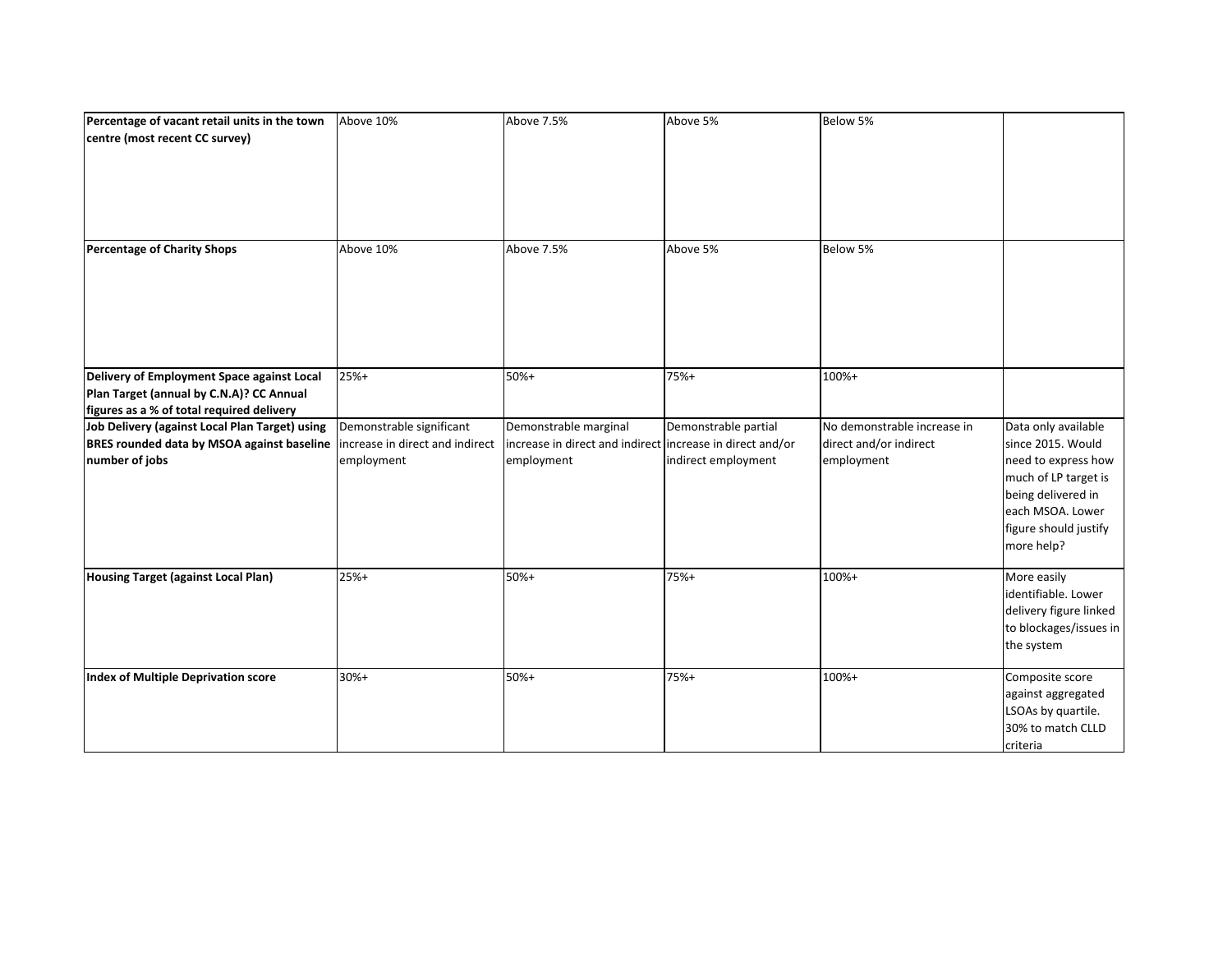| | | | | | |
|---|---|---|---|---|---|
| **Percentage of vacant retail units in the town centre (most recent CC survey)** | Above 10% | Above 7.5% | Above 5% | Below 5% | |
| **Percentage of Charity Shops** | Above 10% | Above 7.5% | Above 5% | Below 5% | |
| **Delivery of Employment Space against Local Plan Target (annual by C.N.A)? CC Annual figures as a % of total required delivery** | 25%+ | 50%+ | 75%+ | 100%+ | |
| **Job Delivery (against Local Plan Target) using BRES rounded data by MSOA against baseline number of jobs** | Demonstrable significant increase in direct and indirect employment | Demonstrable marginal increase in direct and indirect employment | Demonstrable partial increase in direct and/or indirect employment | No demonstrable increase in direct and/or indirect employment | Data only available since 2015. Would need to express how much of LP target is being delivered in each MSOA. Lower figure should justify more help? |
| **Housing Target (against Local Plan)** | 25%+ | 50%+ | 75%+ | 100%+ | More easily identifiable. Lower delivery figure linked to blockages/issues in the system |
| **Index of Multiple Deprivation score** | 30%+ | 50%+ | 75%+ | 100%+ | Composite score against aggregated LSOAs by quartile. 30% to match CLLD criteria |